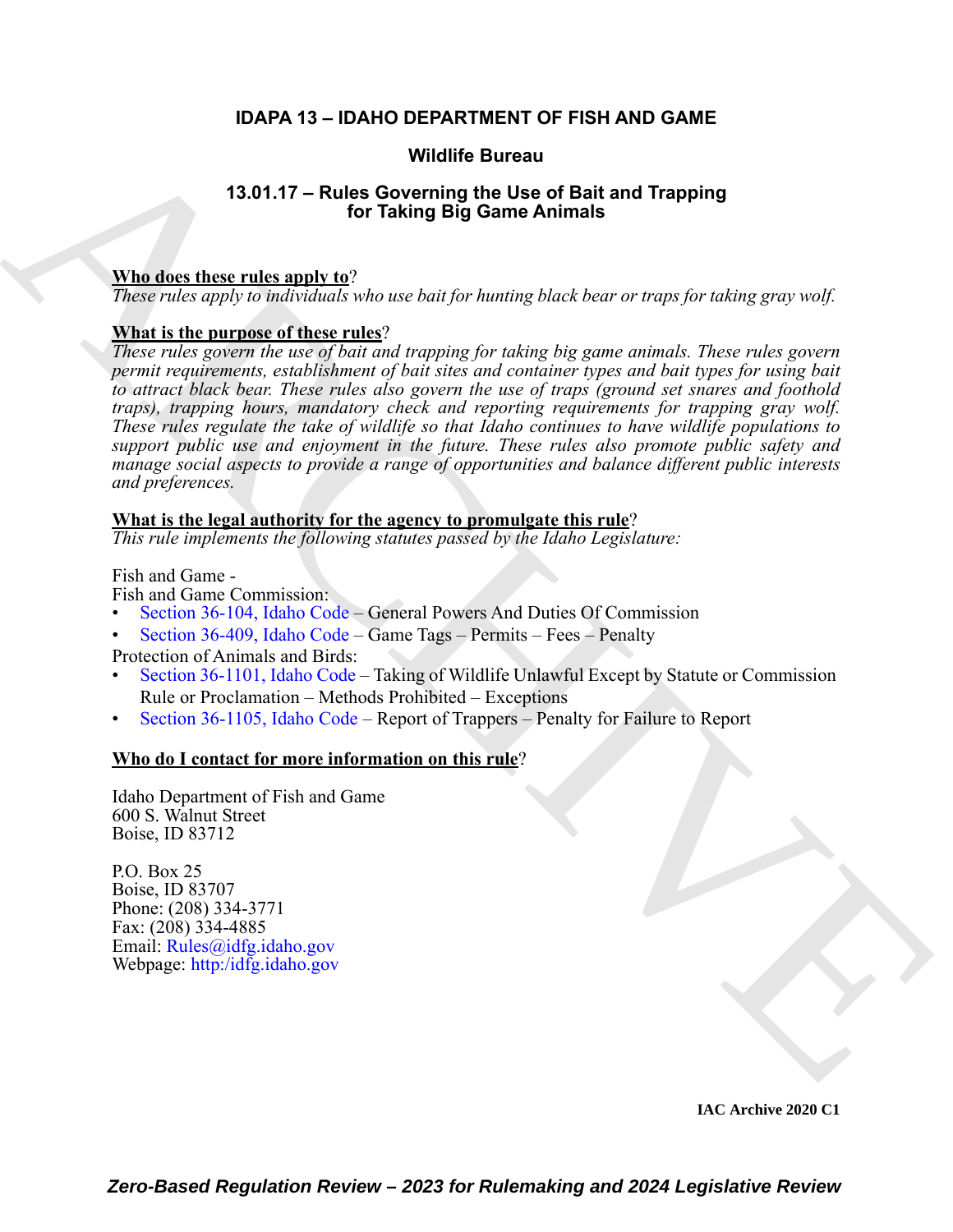# IDAPA 13 – IDAHO DEPARTMENT OF FISH AND GAME

## Wildlife Bureau

## 13.01.17 – Rules Governing the Use of Bait and Trapping for Taking Big Game Animals

**Who does these rules apply to**?

*These rules apply to individuals who use bait for hunting black bear or traps for taking gray wolf.*

**What is the purpose of these rules**?

*These rules govern the use of bait and trapping for taking big game animals. These rules govern permit requirements, establishment of bait sites and container types and bait types for using bait to attract black bear. These rules also govern the use of traps (ground set snares and foothold traps), trapping hours, mandatory check and reporting requirements for trapping gray wolf. These rules regulate the take of wildlife so that Idaho continues to have wildlife populations to support public use and enjoyment in the future. These rules also promote public safety and manage social aspects to provide a range of opportunities and balance different public interests and preferences.*

**What is the legal authority for the agency to promulgate this rule**?

*This rule implements the following statutes passed by the Idaho Legislature:*

Fish and Game -

Fish and Game Commission:

- Section 36-104, Idaho Code – General Powers And Duties Of Commission
- Section 36-409, Idaho Code – Game Tags – Permits – Fees – Penalty

Protection of Animals and Birds:

- Section 36-1101, Idaho Code – Taking of Wildlife Unlawful Except by Statute or Commission Rule or Proclamation – Methods Prohibited – Exceptions
- Section 36-1105, Idaho Code – Report of Trappers – Penalty for Failure to Report

**Who do I contact for more information on this rule**?

Idaho Department of Fish and Game
600 S. Walnut Street
Boise, ID 83712

P.O. Box 25
Boise, ID 83707
Phone: (208) 334-3771
Fax: (208) 334-4885
Email: Rules@idfg.idaho.gov
Webpage: http:/idfg.idaho.gov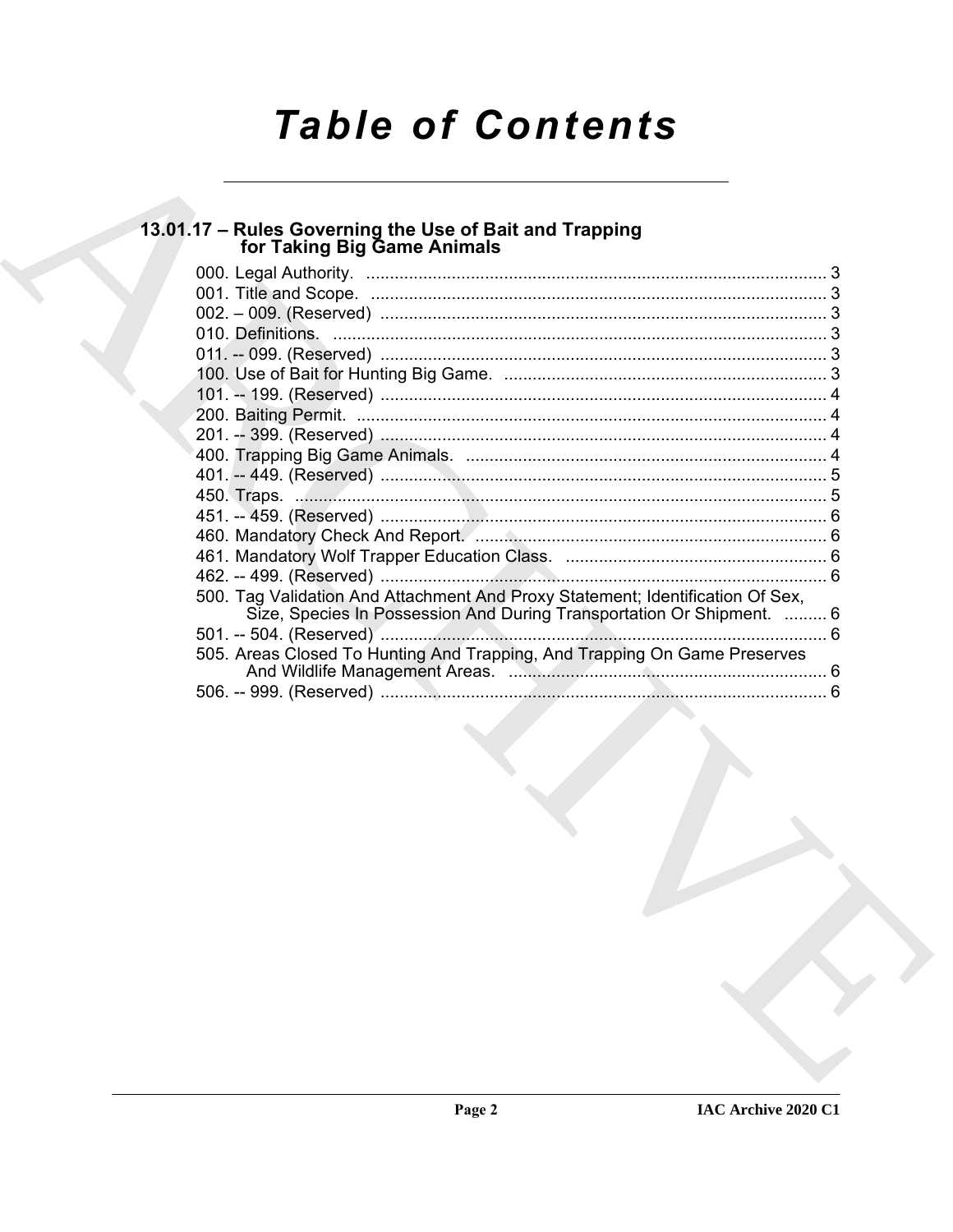# Table of Contents

## 13.01.17 – Rules Governing the Use of Bait and Trapping for Taking Big Game Animals

000. Legal Authority. .......... 3
001. Title and Scope. .......... 3
002. – 009. (Reserved) .......... 3
010. Definitions. .......... 3
011. -- 099. (Reserved) .......... 3
100. Use of Bait for Hunting Big Game. .......... 3
101. -- 199. (Reserved) .......... 4
200. Baiting Permit. .......... 4
201. -- 399. (Reserved) .......... 4
400. Trapping Big Game Animals. .......... 4
401. -- 449. (Reserved) .......... 5
450. Traps. .......... 5
451. -- 459. (Reserved) .......... 6
460. Mandatory Check And Report. .......... 6
461. Mandatory Wolf Trapper Education Class. .......... 6
462. -- 499. (Reserved) .......... 6
500. Tag Validation And Attachment And Proxy Statement; Identification Of Sex, Size, Species In Possession And During Transportation Or Shipment. .......... 6
501. -- 504. (Reserved) .......... 6
505. Areas Closed To Hunting And Trapping, And Trapping On Game Preserves And Wildlife Management Areas. .......... 6
506. -- 999. (Reserved) .......... 6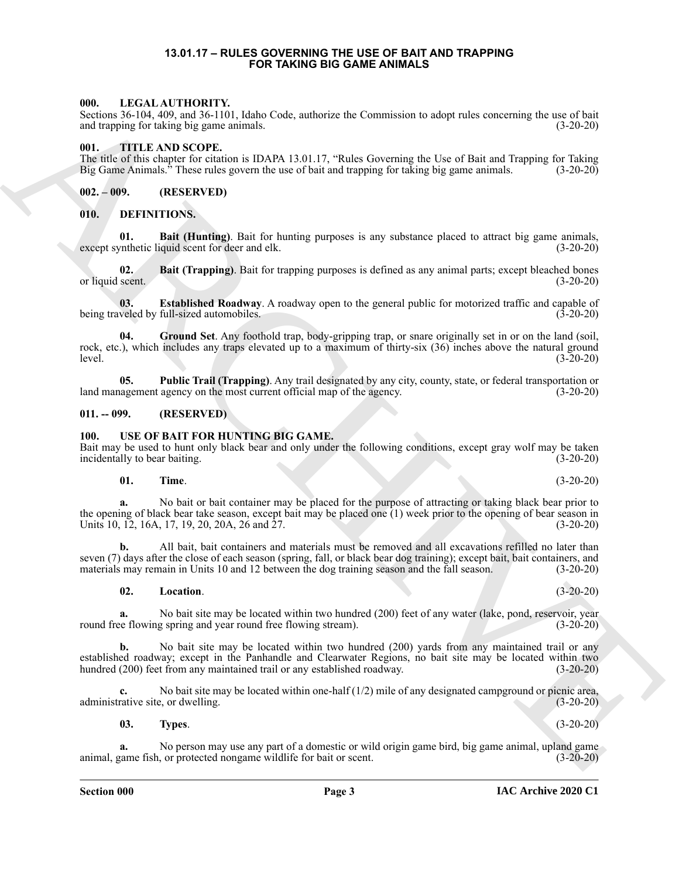# 13.01.17 – RULES GOVERNING THE USE OF BAIT AND TRAPPING FOR TAKING BIG GAME ANIMALS

## 000. LEGAL AUTHORITY.

Sections 36-104, 409, and 36-1101, Idaho Code, authorize the Commission to adopt rules concerning the use of bait and trapping for taking big game animals. (3-20-20)

## 001. TITLE AND SCOPE.

The title of this chapter for citation is IDAPA 13.01.17, "Rules Governing the Use of Bait and Trapping for Taking Big Game Animals." These rules govern the use of bait and trapping for taking big game animals. (3-20-20)

## 002. – 009. (RESERVED)

## 010. DEFINITIONS.

**01. Bait (Hunting)**. Bait for hunting purposes is any substance placed to attract big game animals, except synthetic liquid scent for deer and elk. (3-20-20)

**02. Bait (Trapping)**. Bait for trapping purposes is defined as any animal parts; except bleached bones or liquid scent. (3-20-20)

**03. Established Roadway**. A roadway open to the general public for motorized traffic and capable of being traveled by full-sized automobiles. (3-20-20)

**04. Ground Set**. Any foothold trap, body-gripping trap, or snare originally set in or on the land (soil, rock, etc.), which includes any traps elevated up to a maximum of thirty-six (36) inches above the natural ground level. (3-20-20)

**05. Public Trail (Trapping)**. Any trail designated by any city, county, state, or federal transportation or land management agency on the most current official map of the agency. (3-20-20)

## 011. -- 099. (RESERVED)

## 100. USE OF BAIT FOR HUNTING BIG GAME.

Bait may be used to hunt only black bear and only under the following conditions, except gray wolf may be taken incidentally to bear baiting. (3-20-20)

**01. Time**. (3-20-20)

**a.** No bait or bait container may be placed for the purpose of attracting or taking black bear prior to the opening of black bear take season, except bait may be placed one (1) week prior to the opening of bear season in Units 10, 12, 16A, 17, 19, 20, 20A, 26 and 27. (3-20-20)

**b.** All bait, bait containers and materials must be removed and all excavations refilled no later than seven (7) days after the close of each season (spring, fall, or black bear dog training); except bait, bait containers, and materials may remain in Units 10 and 12 between the dog training season and the fall season. (3-20-20)

**02. Location**. (3-20-20)

**a.** No bait site may be located within two hundred (200) feet of any water (lake, pond, reservoir, year round free flowing spring and year round free flowing stream). (3-20-20)

**b.** No bait site may be located within two hundred (200) yards from any maintained trail or any established roadway; except in the Panhandle and Clearwater Regions, no bait site may be located within two hundred (200) feet from any maintained trail or any established roadway. (3-20-20)

**c.** No bait site may be located within one-half (1/2) mile of any designated campground or picnic area, administrative site, or dwelling. (3-20-20)

**03. Types**. (3-20-20)

**a.** No person may use any part of a domestic or wild origin game bird, big game animal, upland game animal, game fish, or protected nongame wildlife for bait or scent. (3-20-20)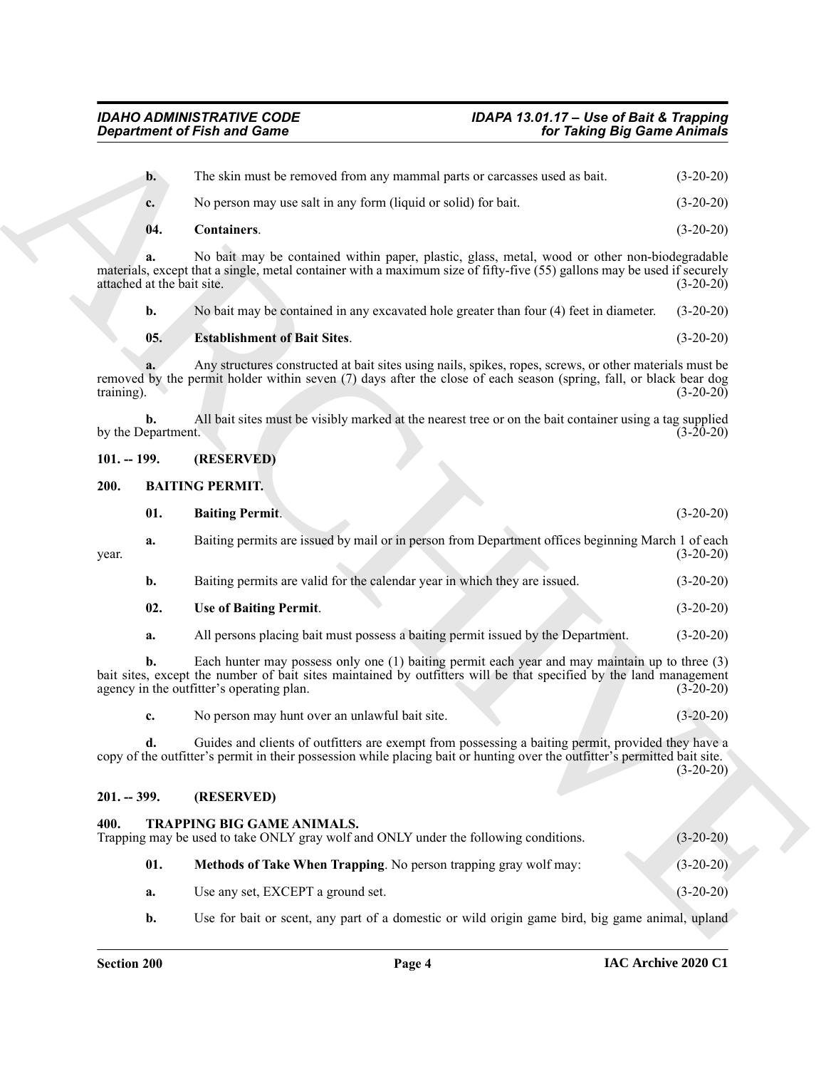**b.** The skin must be removed from any mammal parts or carcasses used as bait. (3-20-20)

**c.** No person may use salt in any form (liquid or solid) for bait. (3-20-20)

**04. Containers**. (3-20-20)

**a.** No bait may be contained within paper, plastic, glass, metal, wood or other non-biodegradable materials, except that a single, metal container with a maximum size of fifty-five (55) gallons may be used if securely attached at the bait site. (3-20-20)

**b.** No bait may be contained in any excavated hole greater than four (4) feet in diameter. (3-20-20)

**05. Establishment of Bait Sites**. (3-20-20)

**a.** Any structures constructed at bait sites using nails, spikes, ropes, screws, or other materials must be removed by the permit holder within seven (7) days after the close of each season (spring, fall, or black bear dog training). (3-20-20)

**b.** All bait sites must be visibly marked at the nearest tree or on the bait container using a tag supplied by the Department. (3-20-20)

## 101. -- 199. (RESERVED)

## 200. BAITING PERMIT.

**01. Baiting Permit**. (3-20-20)

**a.** Baiting permits are issued by mail or in person from Department offices beginning March 1 of each year. (3-20-20)

**b.** Baiting permits are valid for the calendar year in which they are issued. (3-20-20)

**02. Use of Baiting Permit**. (3-20-20)

**a.** All persons placing bait must possess a baiting permit issued by the Department. (3-20-20)

**b.** Each hunter may possess only one (1) baiting permit each year and may maintain up to three (3) bait sites, except the number of bait sites maintained by outfitters will be that specified by the land management agency in the outfitter's operating plan. (3-20-20)

**c.** No person may hunt over an unlawful bait site. (3-20-20)

**d.** Guides and clients of outfitters are exempt from possessing a baiting permit, provided they have a copy of the outfitter's permit in their possession while placing bait or hunting over the outfitter's permitted bait site. (3-20-20)

## 201. -- 399. (RESERVED)

## 400. TRAPPING BIG GAME ANIMALS.

Trapping may be used to take ONLY gray wolf and ONLY under the following conditions. (3-20-20)

**01. Methods of Take When Trapping**. No person trapping gray wolf may: (3-20-20)

**a.** Use any set, EXCEPT a ground set. (3-20-20)

**b.** Use for bait or scent, any part of a domestic or wild origin game bird, big game animal, upland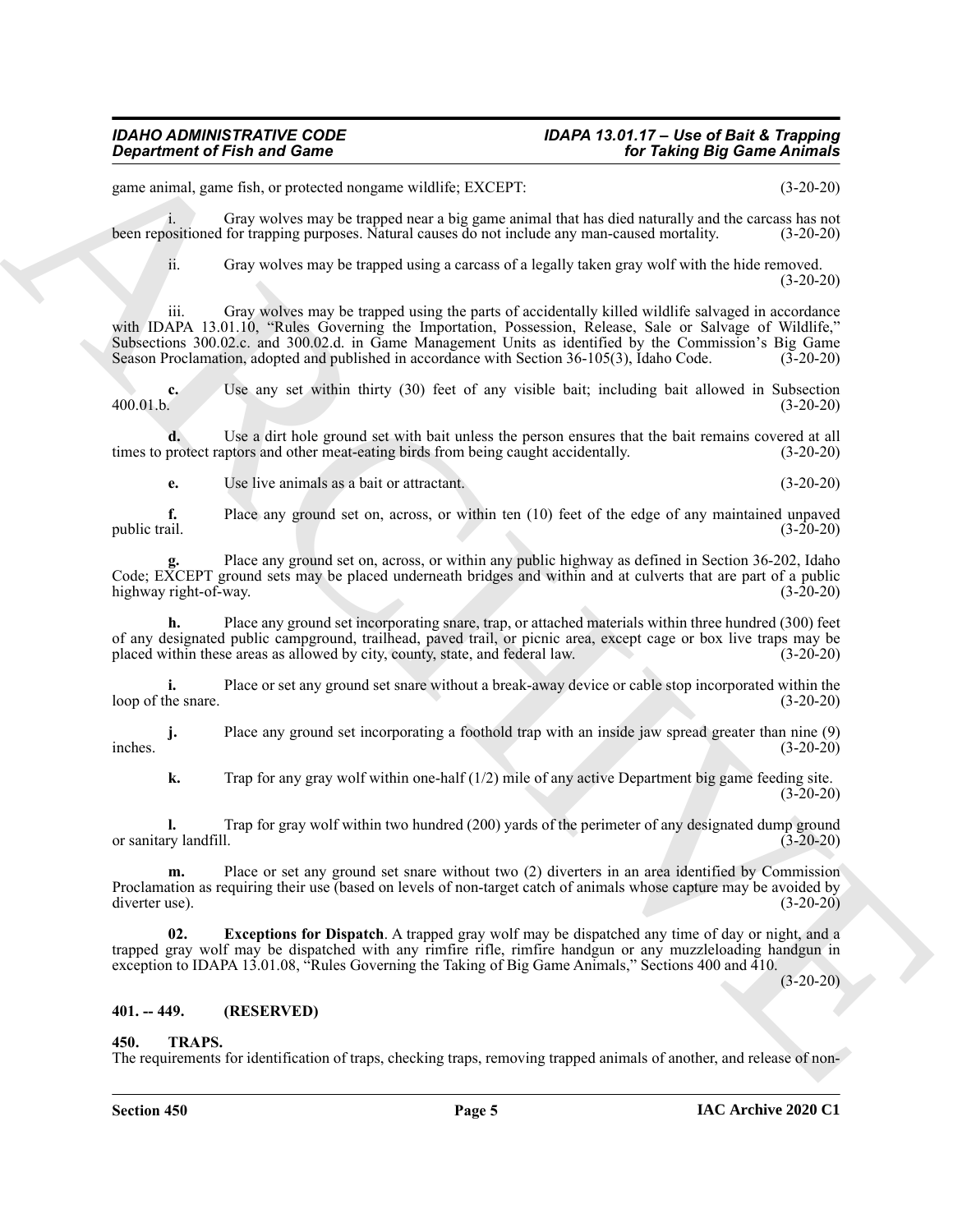game animal, game fish, or protected nongame wildlife; EXCEPT: (3-20-20)

i. Gray wolves may be trapped near a big game animal that has died naturally and the carcass has not been repositioned for trapping purposes. Natural causes do not include any man-caused mortality. (3-20-20)

ii. Gray wolves may be trapped using a carcass of a legally taken gray wolf with the hide removed. (3-20-20)

iii. Gray wolves may be trapped using the parts of accidentally killed wildlife salvaged in accordance with IDAPA 13.01.10, "Rules Governing the Importation, Possession, Release, Sale or Salvage of Wildlife," Subsections 300.02.c. and 300.02.d. in Game Management Units as identified by the Commission's Big Game Season Proclamation, adopted and published in accordance with Section 36-105(3), Idaho Code. (3-20-20)

**c.** Use any set within thirty (30) feet of any visible bait; including bait allowed in Subsection 400.01.b. (3-20-20)

**d.** Use a dirt hole ground set with bait unless the person ensures that the bait remains covered at all times to protect raptors and other meat-eating birds from being caught accidentally. (3-20-20)

**e.** Use live animals as a bait or attractant. (3-20-20)

**f.** Place any ground set on, across, or within ten (10) feet of the edge of any maintained unpaved public trail. (3-20-20)

**g.** Place any ground set on, across, or within any public highway as defined in Section 36-202, Idaho Code; EXCEPT ground sets may be placed underneath bridges and within and at culverts that are part of a public highway right-of-way. (3-20-20)

**h.** Place any ground set incorporating snare, trap, or attached materials within three hundred (300) feet of any designated public campground, trailhead, paved trail, or picnic area, except cage or box live traps may be placed within these areas as allowed by city, county, state, and federal law. (3-20-20)

**i.** Place or set any ground set snare without a break-away device or cable stop incorporated within the loop of the snare. (3-20-20)

**j.** Place any ground set incorporating a foothold trap with an inside jaw spread greater than nine (9) inches. (3-20-20)

**k.** Trap for any gray wolf within one-half (1/2) mile of any active Department big game feeding site. (3-20-20)

**l.** Trap for gray wolf within two hundred (200) yards of the perimeter of any designated dump ground or sanitary landfill. (3-20-20)

**m.** Place or set any ground set snare without two (2) diverters in an area identified by Commission Proclamation as requiring their use (based on levels of non-target catch of animals whose capture may be avoided by diverter use). (3-20-20)

**02. Exceptions for Dispatch**. A trapped gray wolf may be dispatched any time of day or night, and a trapped gray wolf may be dispatched with any rimfire rifle, rimfire handgun or any muzzleloading handgun in exception to IDAPA 13.01.08, "Rules Governing the Taking of Big Game Animals," Sections 400 and 410. (3-20-20)

## 401. -- 449. (RESERVED)

## 450. TRAPS.

The requirements for identification of traps, checking traps, removing trapped animals of another, and release of non-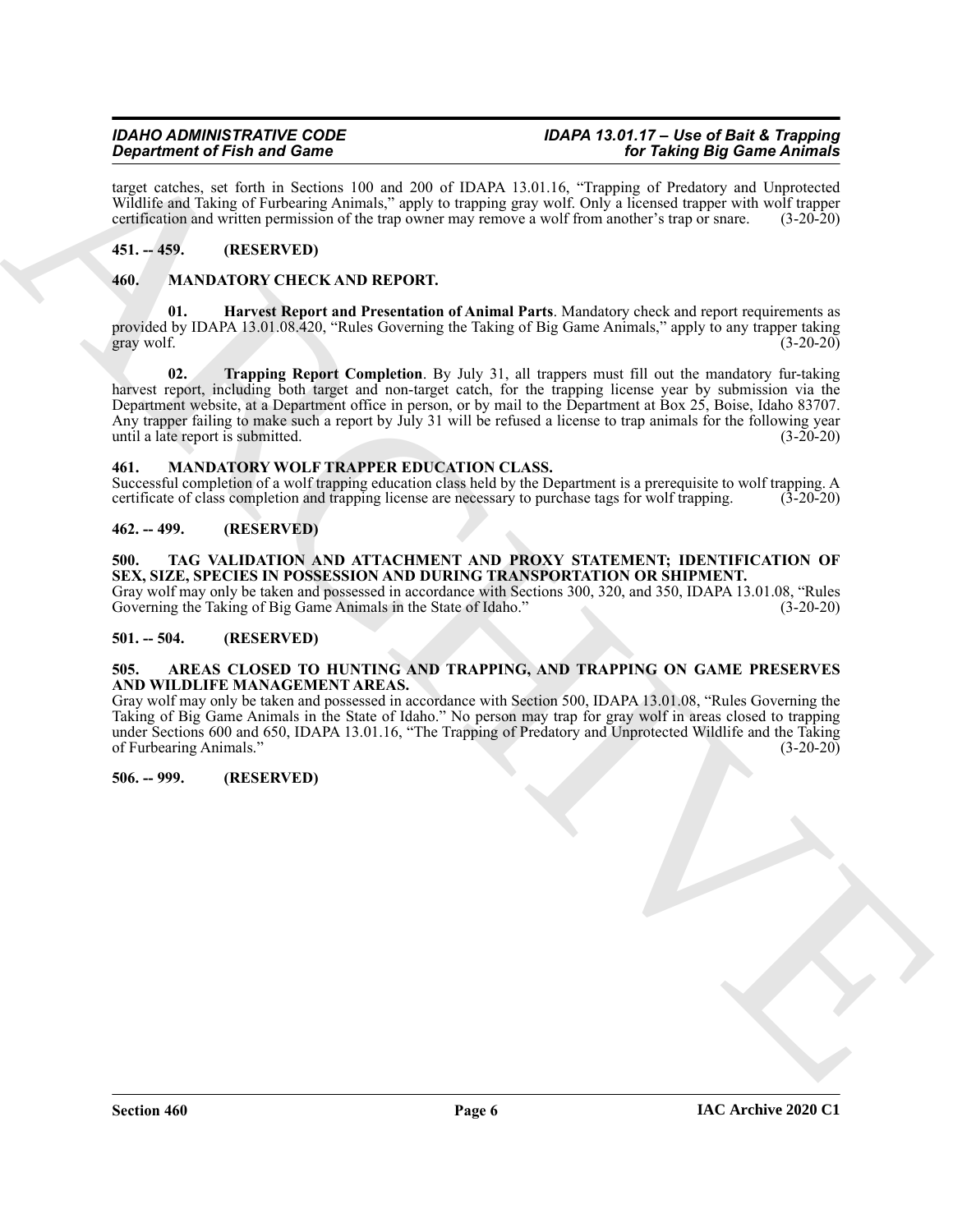target catches, set forth in Sections 100 and 200 of IDAPA 13.01.16, "Trapping of Predatory and Unprotected Wildlife and Taking of Furbearing Animals," apply to trapping gray wolf. Only a licensed trapper with wolf trapper certification and written permission of the trap owner may remove a wolf from another's trap or snare. (3-20-20)

**451. -- 459. (RESERVED)**

**460. MANDATORY CHECK AND REPORT.**

**01. Harvest Report and Presentation of Animal Parts**. Mandatory check and report requirements as provided by IDAPA 13.01.08.420, "Rules Governing the Taking of Big Game Animals," apply to any trapper taking gray wolf. (3-20-20)

**02. Trapping Report Completion**. By July 31, all trappers must fill out the mandatory fur-taking harvest report, including both target and non-target catch, for the trapping license year by submission via the Department website, at a Department office in person, or by mail to the Department at Box 25, Boise, Idaho 83707. Any trapper failing to make such a report by July 31 will be refused a license to trap animals for the following year until a late report is submitted. (3-20-20)

**461. MANDATORY WOLF TRAPPER EDUCATION CLASS.**

Successful completion of a wolf trapping education class held by the Department is a prerequisite to wolf trapping. A certificate of class completion and trapping license are necessary to purchase tags for wolf trapping. (3-20-20)

**462. -- 499. (RESERVED)**

**500. TAG VALIDATION AND ATTACHMENT AND PROXY STATEMENT; IDENTIFICATION OF SEX, SIZE, SPECIES IN POSSESSION AND DURING TRANSPORTATION OR SHIPMENT.**

Gray wolf may only be taken and possessed in accordance with Sections 300, 320, and 350, IDAPA 13.01.08, "Rules Governing the Taking of Big Game Animals in the State of Idaho." (3-20-20)

**501. -- 504. (RESERVED)**

**505. AREAS CLOSED TO HUNTING AND TRAPPING, AND TRAPPING ON GAME PRESERVES AND WILDLIFE MANAGEMENT AREAS.**

Gray wolf may only be taken and possessed in accordance with Section 500, IDAPA 13.01.08, "Rules Governing the Taking of Big Game Animals in the State of Idaho." No person may trap for gray wolf in areas closed to trapping under Sections 600 and 650, IDAPA 13.01.16, "The Trapping of Predatory and Unprotected Wildlife and the Taking of Furbearing Animals." (3-20-20)

**506. -- 999. (RESERVED)**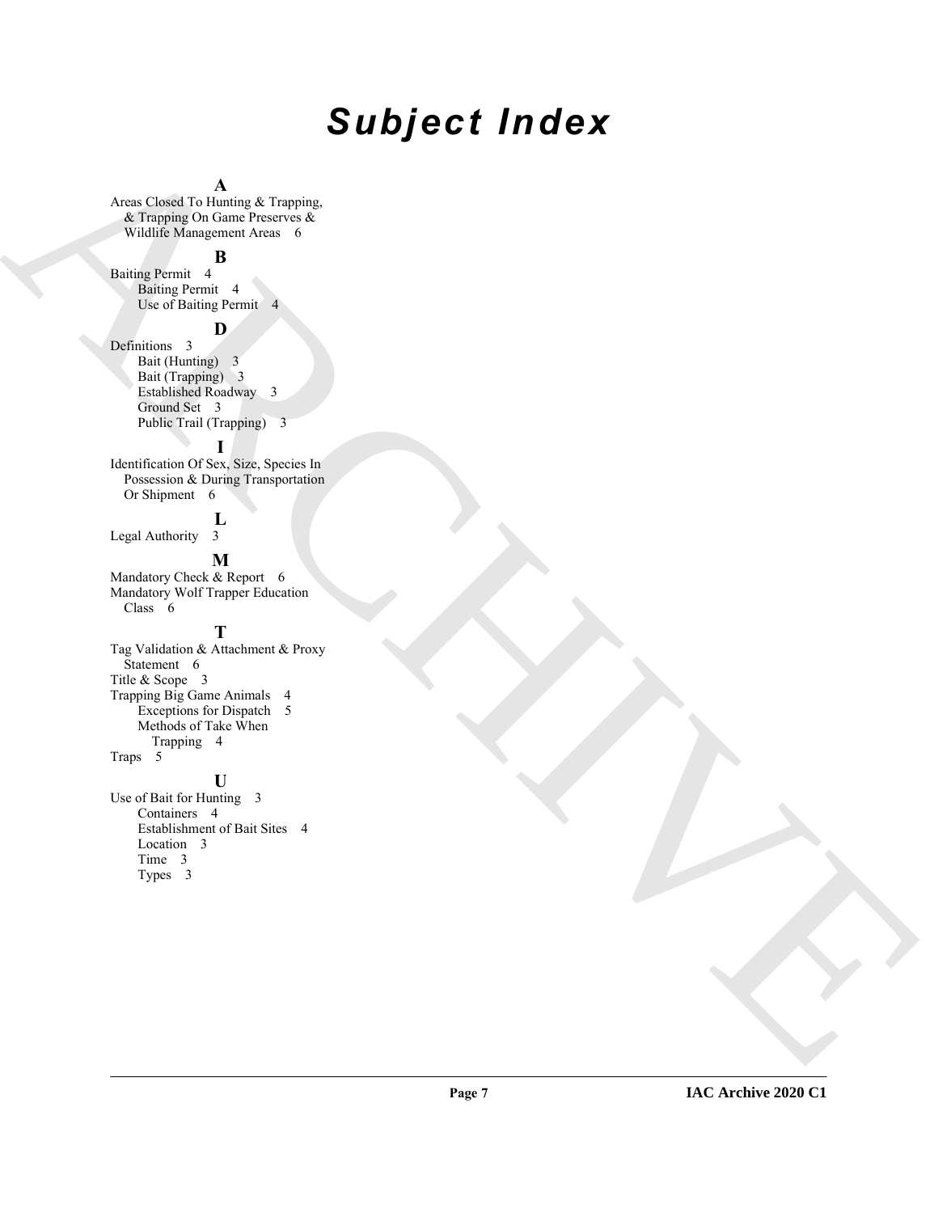# Subject Index

**A**

Areas Closed To Hunting & Trapping, & Trapping On Game Preserves & Wildlife Management Areas 6

**B**

Baiting Permit 4
- Baiting Permit 4
- Use of Baiting Permit 4

**D**

Definitions 3
- Bait (Hunting) 3
- Bait (Trapping) 3
- Established Roadway 3
- Ground Set 3
- Public Trail (Trapping) 3

**I**

Identification Of Sex, Size, Species In Possession & During Transportation Or Shipment 6

**L**

Legal Authority 3

**M**

Mandatory Check & Report 6

Mandatory Wolf Trapper Education Class 6

**T**

Tag Validation & Attachment & Proxy Statement 6

Title & Scope 3

Trapping Big Game Animals 4
- Exceptions for Dispatch 5
- Methods of Take When Trapping 4

Traps 5

**U**

Use of Bait for Hunting 3
- Containers 4
- Establishment of Bait Sites 4
- Location 3
- Time 3
- Types 3